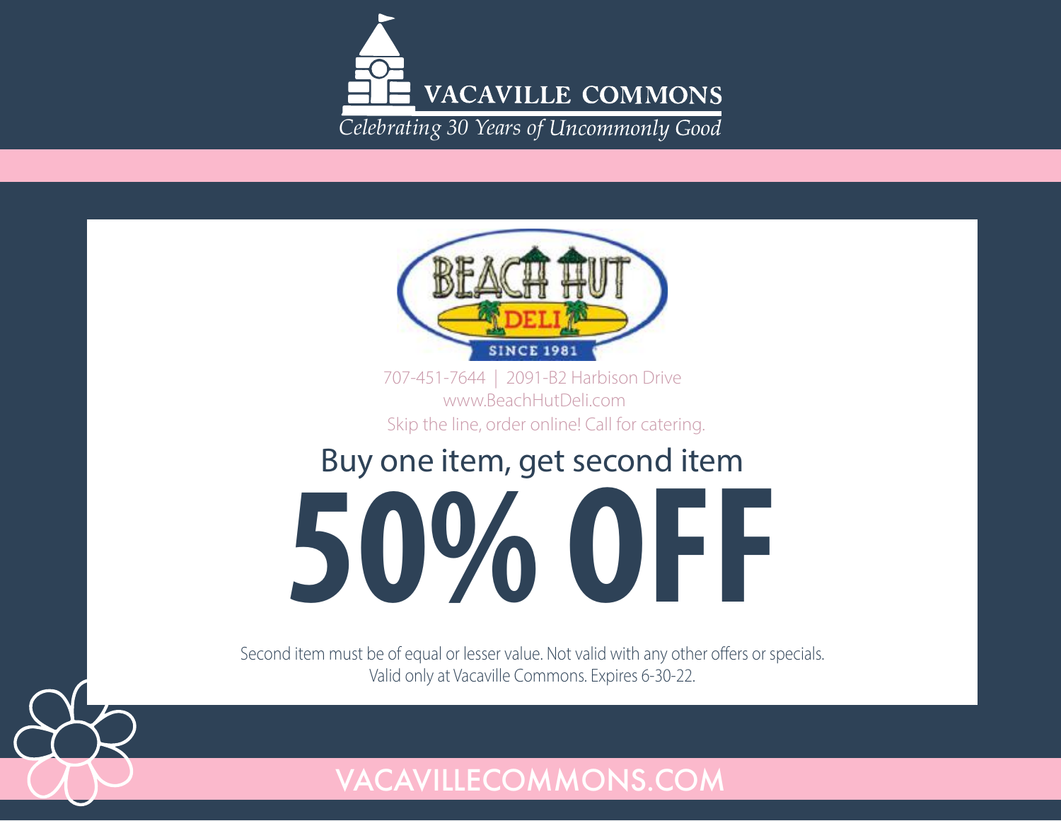# VACAVILLE COMMONS

*Celebrating 30 Years of Uncommonly Good*

## BEACH HUT DELI

SINCE 1981

707-451-7644 | 2091-B2 Harbison Drive
www.BeachHutDeli.com
Skip the line, order online! Call for catering.

Buy one item, get second item

# 50% OFF

Second item must be of equal or lesser value. Not valid with any other offers or specials.
Valid only at Vacaville Commons. Expires 6-30-22.

VACAVILLECOMMONS.COM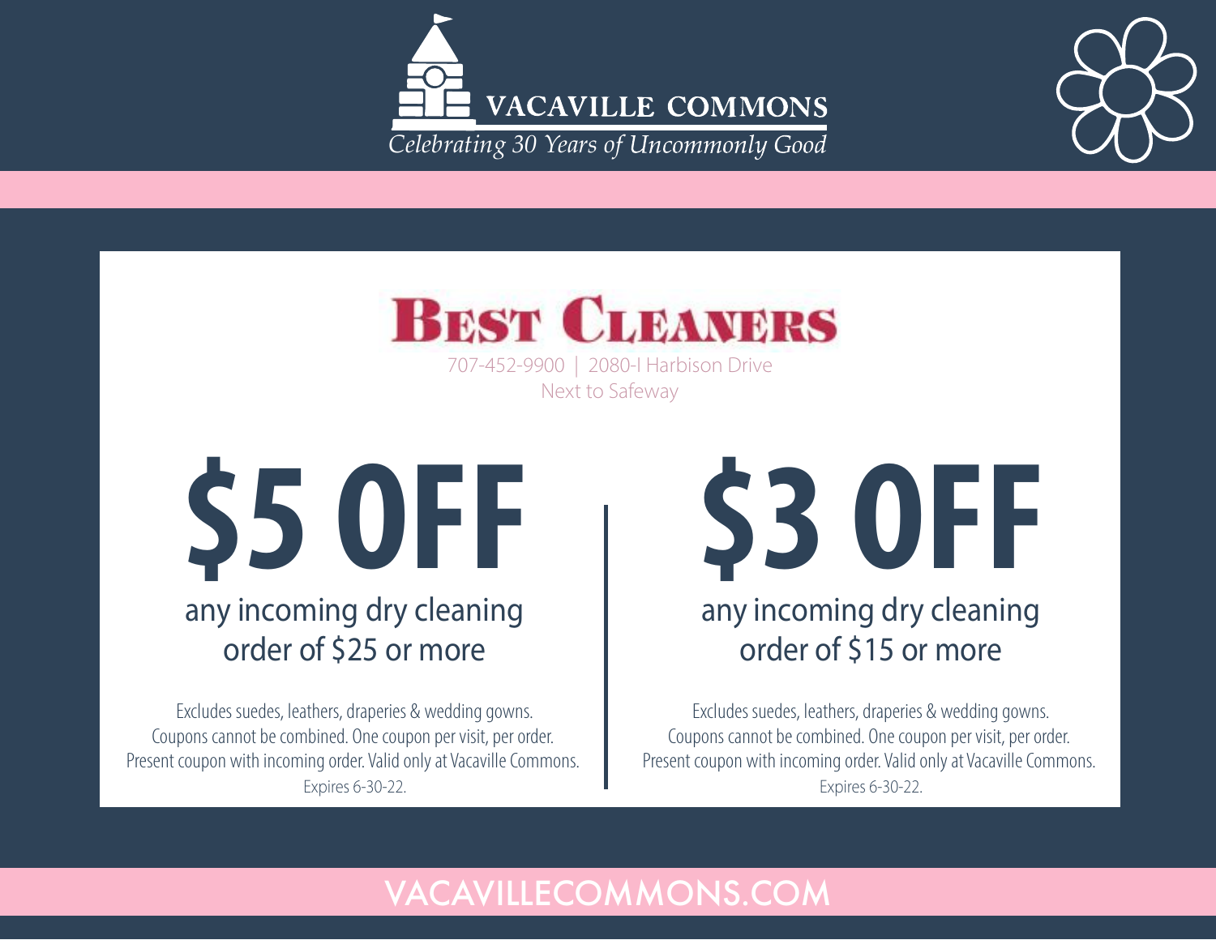# VACAVILLE COMMONS

*Celebrating 30 Years of Uncommonly Good*

## BEST CLEANERS

707-452-9900 | 2080-I Harbison Drive
Next to Safeway

# $5 OFF

any incoming dry cleaning order of $25 or more

Excludes suedes, leathers, draperies & wedding gowns.
Coupons cannot be combined. One coupon per visit, per order.
Present coupon with incoming order. Valid only at Vacaville Commons.
Expires 6-30-22.

# $3 OFF

any incoming dry cleaning order of $15 or more

Excludes suedes, leathers, draperies & wedding gowns.
Coupons cannot be combined. One coupon per visit, per order.
Present coupon with incoming order. Valid only at Vacaville Commons.
Expires 6-30-22.

VACAVILLECOMMONS.COM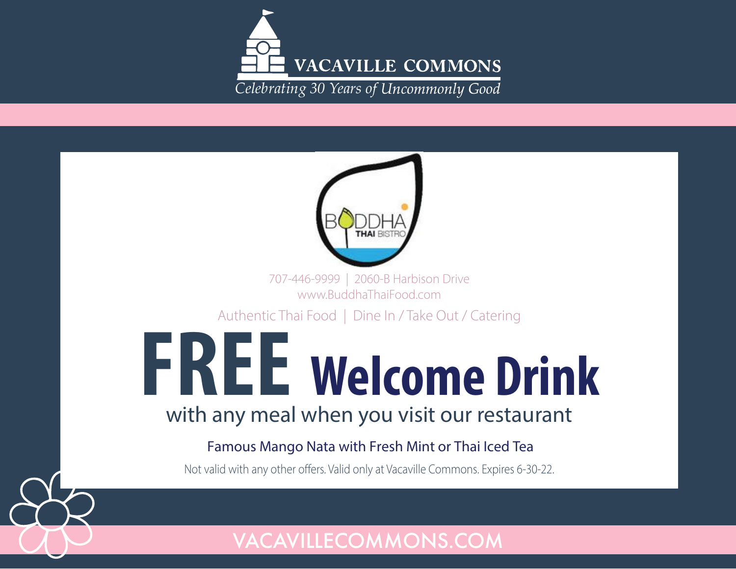# VACAVILLE COMMONS

*Celebrating 30 Years of Uncommonly Good*

BUDDHA THAI BISTRO

707-446-9999 | 2060-B Harbison Drive
www.BuddhaThaiFood.com

Authentic Thai Food | Dine In / Take Out / Catering

# FREE Welcome Drink

with any meal when you visit our restaurant

Famous Mango Nata with Fresh Mint or Thai Iced Tea

Not valid with any other offers. Valid only at Vacaville Commons. Expires 6-30-22.

VACAVILLECOMMONS.COM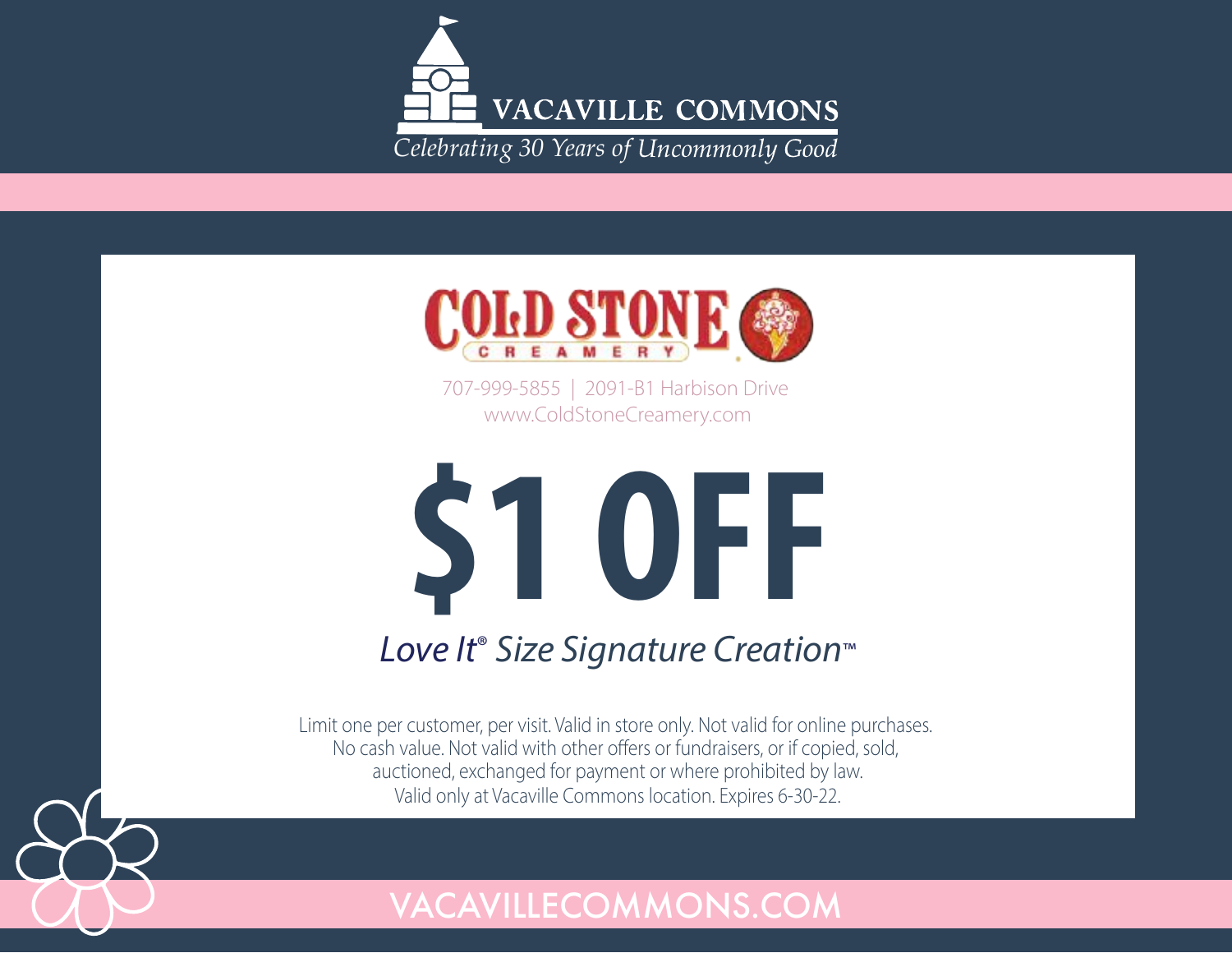# VACAVILLE COMMONS

*Celebrating 30 Years of Uncommonly Good*

## COLD STONE CREAMERY

707-999-5855 | 2091-B1 Harbison Drive
www.ColdStoneCreamery.com

# $1 OFF

*Love It® Size Signature Creation™*

Limit one per customer, per visit. Valid in store only. Not valid for online purchases. No cash value. Not valid with other offers or fundraisers, or if copied, sold, auctioned, exchanged for payment or where prohibited by law. Valid only at Vacaville Commons location. Expires 6-30-22.

VACAVILLECOMMONS.COM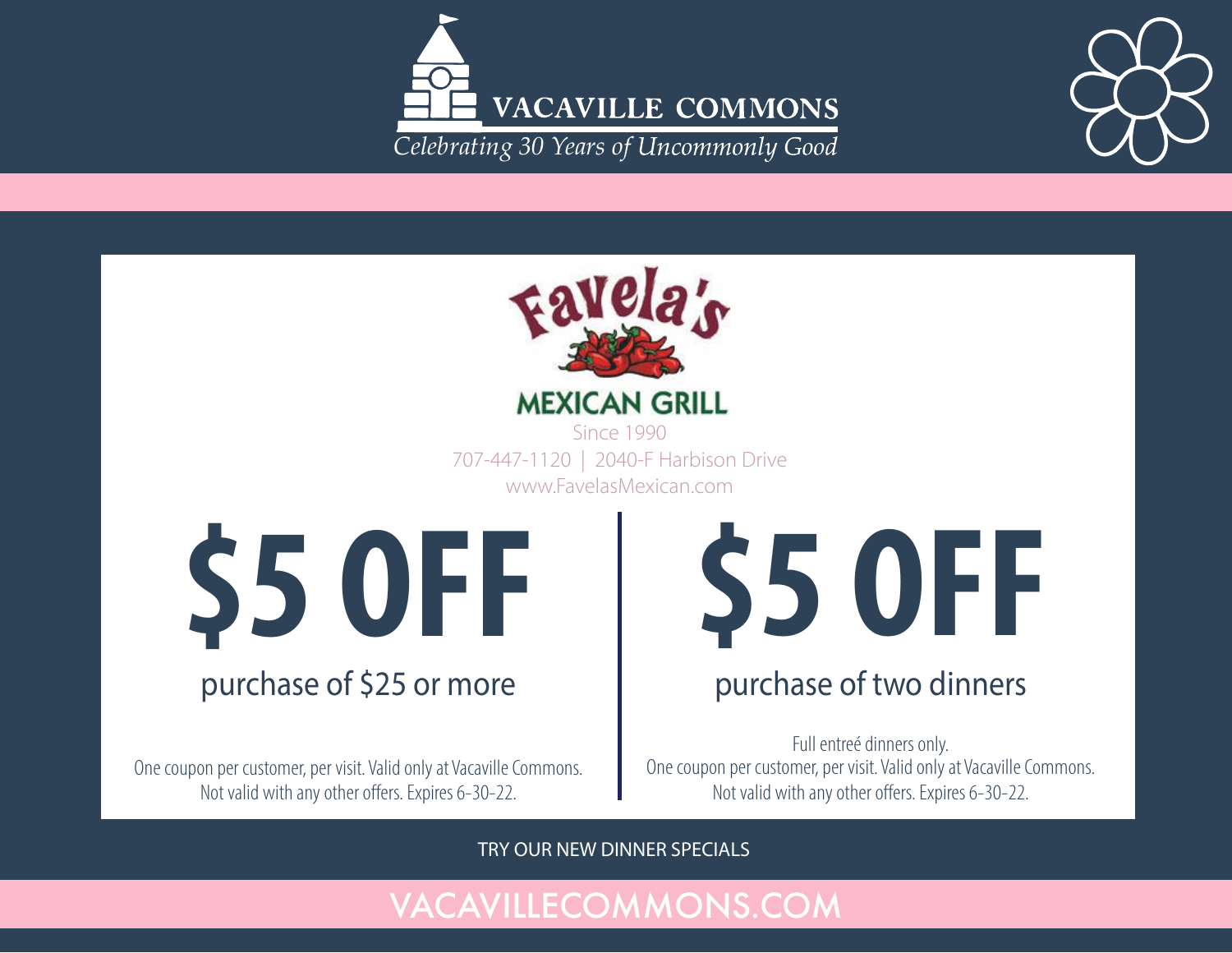# VACAVILLE COMMONS

*Celebrating 30 Years of Uncommonly Good*

## Favela's MEXICAN GRILL

Since 1990

707-447-1120 | 2040-F Harbison Drive

www.FavelasMexican.com

**$5 OFF**

purchase of $25 or more

One coupon per customer, per visit. Valid only at Vacaville Commons. Not valid with any other offers. Expires 6-30-22.

**$5 OFF**

purchase of two dinners

Full entreé dinners only.
One coupon per customer, per visit. Valid only at Vacaville Commons. Not valid with any other offers. Expires 6-30-22.

TRY OUR NEW DINNER SPECIALS

VACAVILLECOMMONS.COM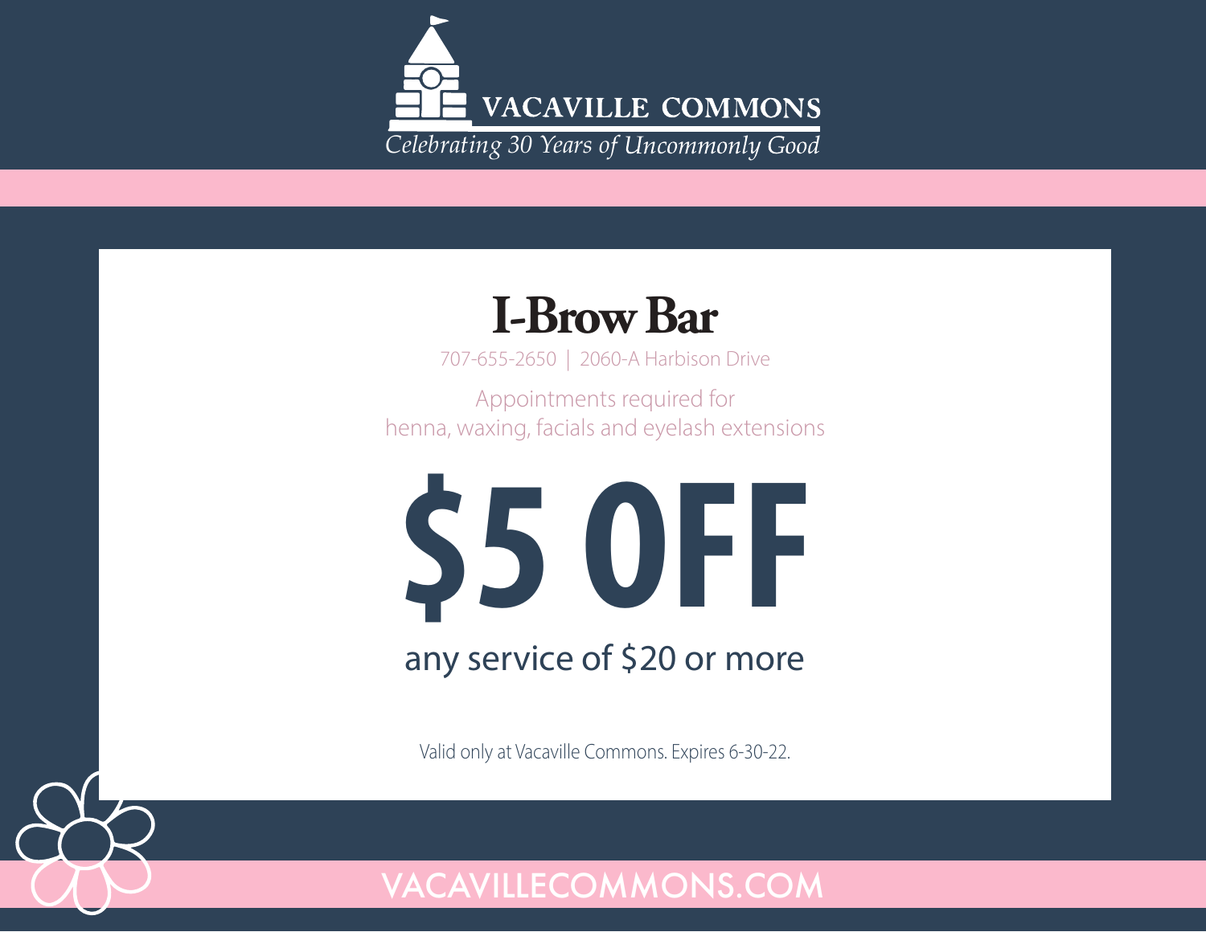VACAVILLE COMMONS

*Celebrating 30 Years of Uncommonly Good*

# I-Brow Bar

707-655-2650 | 2060-A Harbison Drive

Appointments required for henna, waxing, facials and eyelash extensions

# $5 OFF

any service of $20 or more

Valid only at Vacaville Commons. Expires 6-30-22.

VACAVILLECOMMONS.COM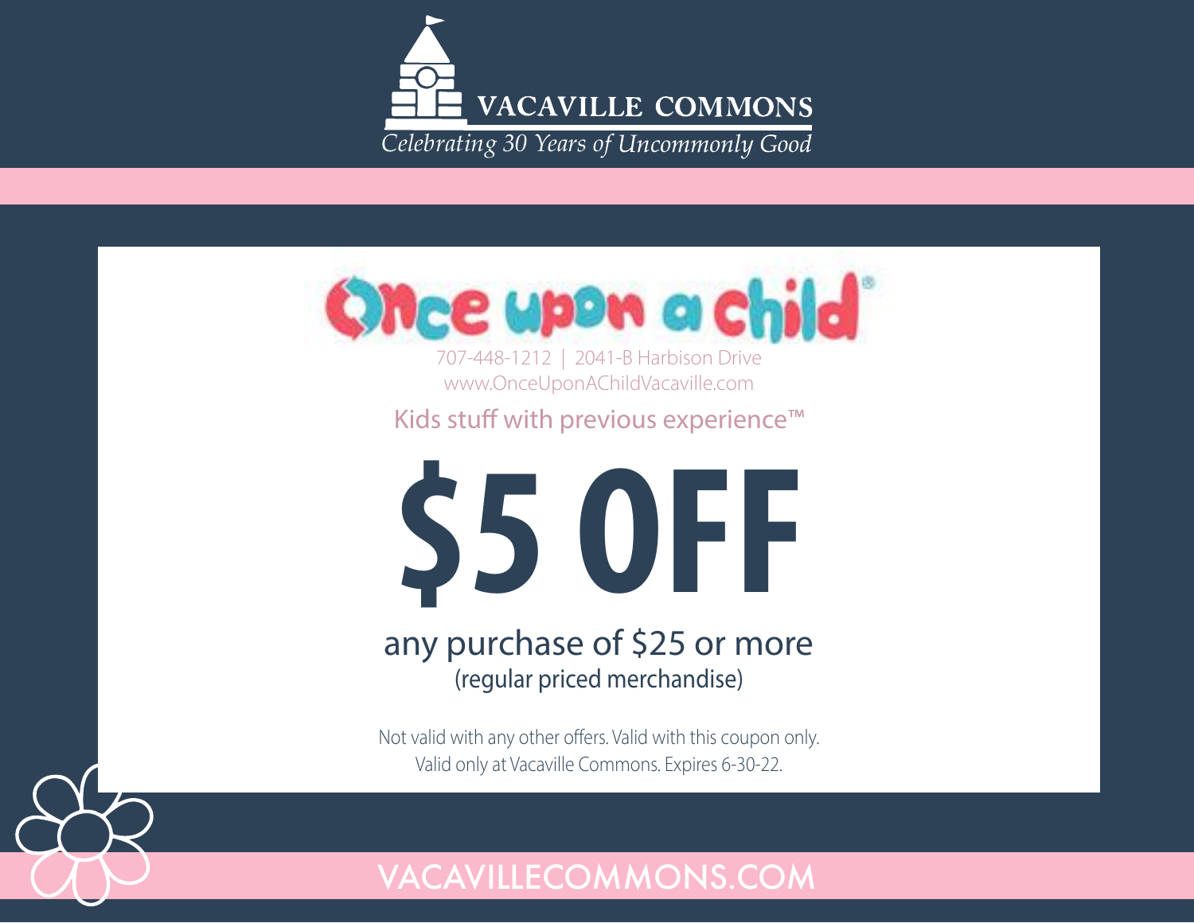# VACAVILLE COMMONS

*Celebrating 30 Years of Uncommonly Good*

## Once upon a child

707-448-1212 | 2041-B Harbison Drive
www.OnceUponAChildVacaville.com

Kids stuff with previous experience™

# $5 OFF

any purchase of $25 or more
(regular priced merchandise)

Not valid with any other offers. Valid with this coupon only.
Valid only at Vacaville Commons. Expires 6-30-22.

VACAVILLECOMMONS.COM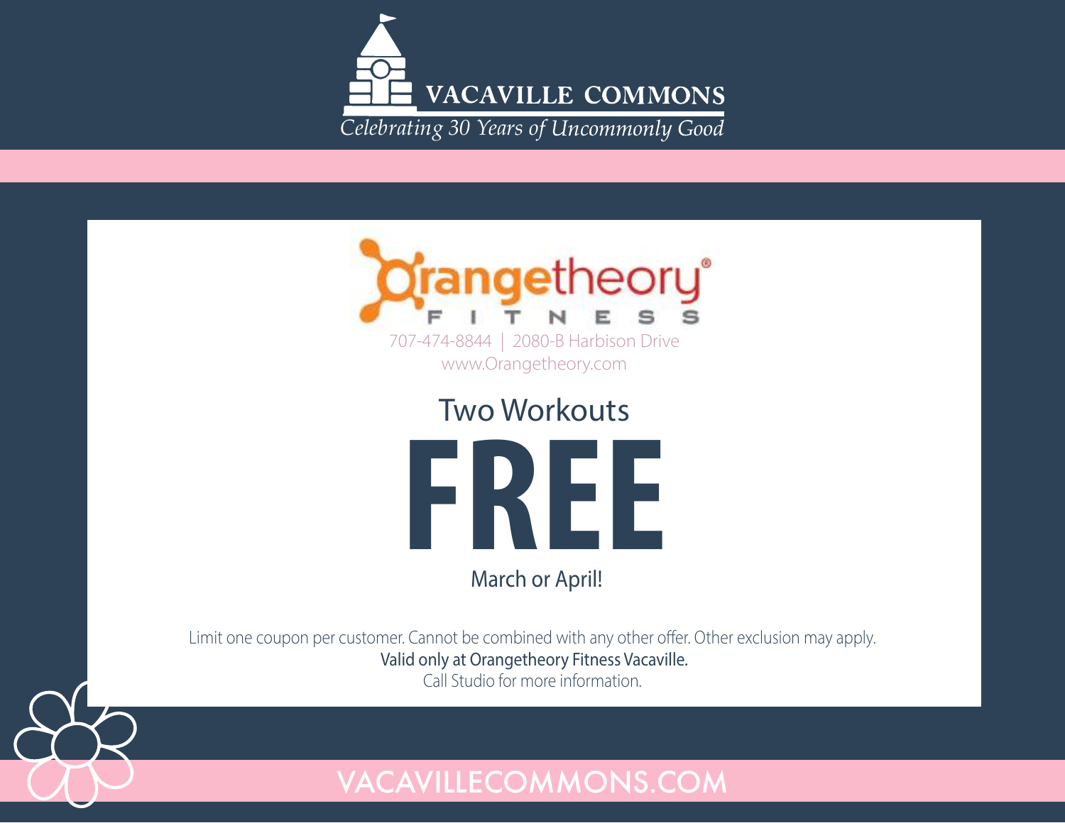# VACAVILLE COMMONS

*Celebrating 30 Years of Uncommonly Good*

## Orangetheory® FITNESS

707-474-8844 | 2080-B Harbison Drive
www.Orangetheory.com

### Two Workouts

# FREE

March or April!

Limit one coupon per customer. Cannot be combined with any other offer. Other exclusion may apply.
Valid only at Orangetheory Fitness Vacaville.
Call Studio for more information.

VACAVILLECOMMONS.COM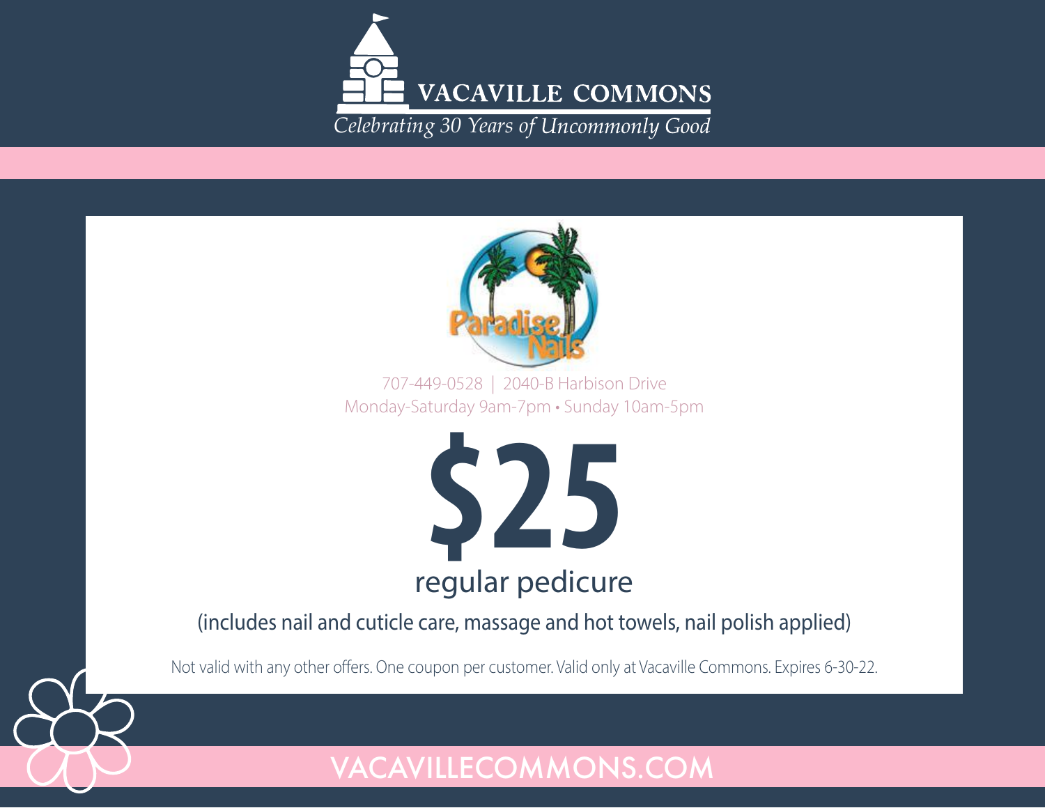VACAVILLE COMMONS

*Celebrating 30 Years of Uncommonly Good*

Paradise Nails

707-449-0528 | 2040-B Harbison Drive
Monday-Saturday 9am-7pm • Sunday 10am-5pm

# $25

## regular pedicure

(includes nail and cuticle care, massage and hot towels, nail polish applied)

Not valid with any other offers. One coupon per customer. Valid only at Vacaville Commons. Expires 6-30-22.

VACAVILLECOMMONS.COM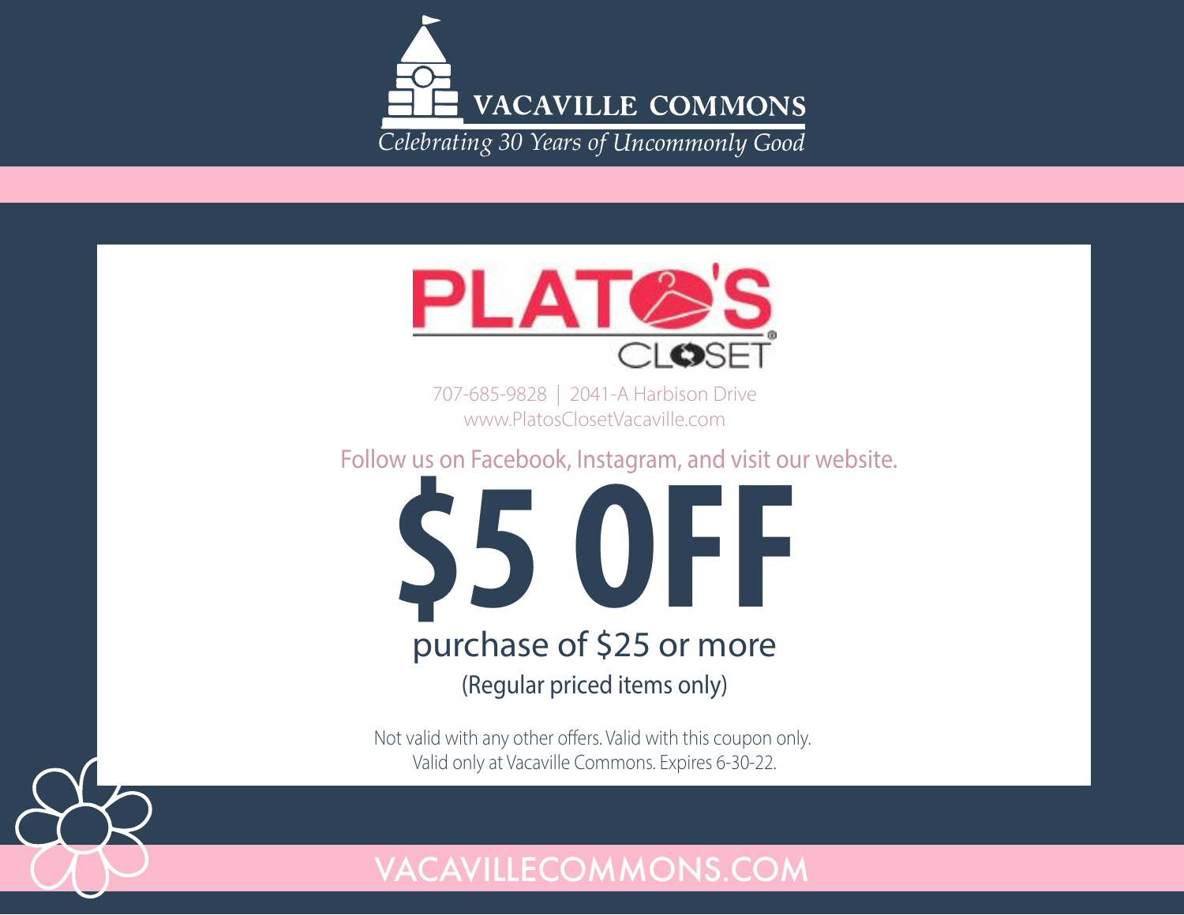# VACAVILLE COMMONS

*Celebrating 30 Years of Uncommonly Good*

## PLATO'S CLOSET

707-685-9828 | 2041-A Harbison Drive
www.PlatosClosetVacaville.com

Follow us on Facebook, Instagram, and visit our website.

# $5 OFF

purchase of $25 or more

(Regular priced items only)

Not valid with any other offers. Valid with this coupon only.
Valid only at Vacaville Commons. Expires 6-30-22.

VACAVILLECOMMONS.COM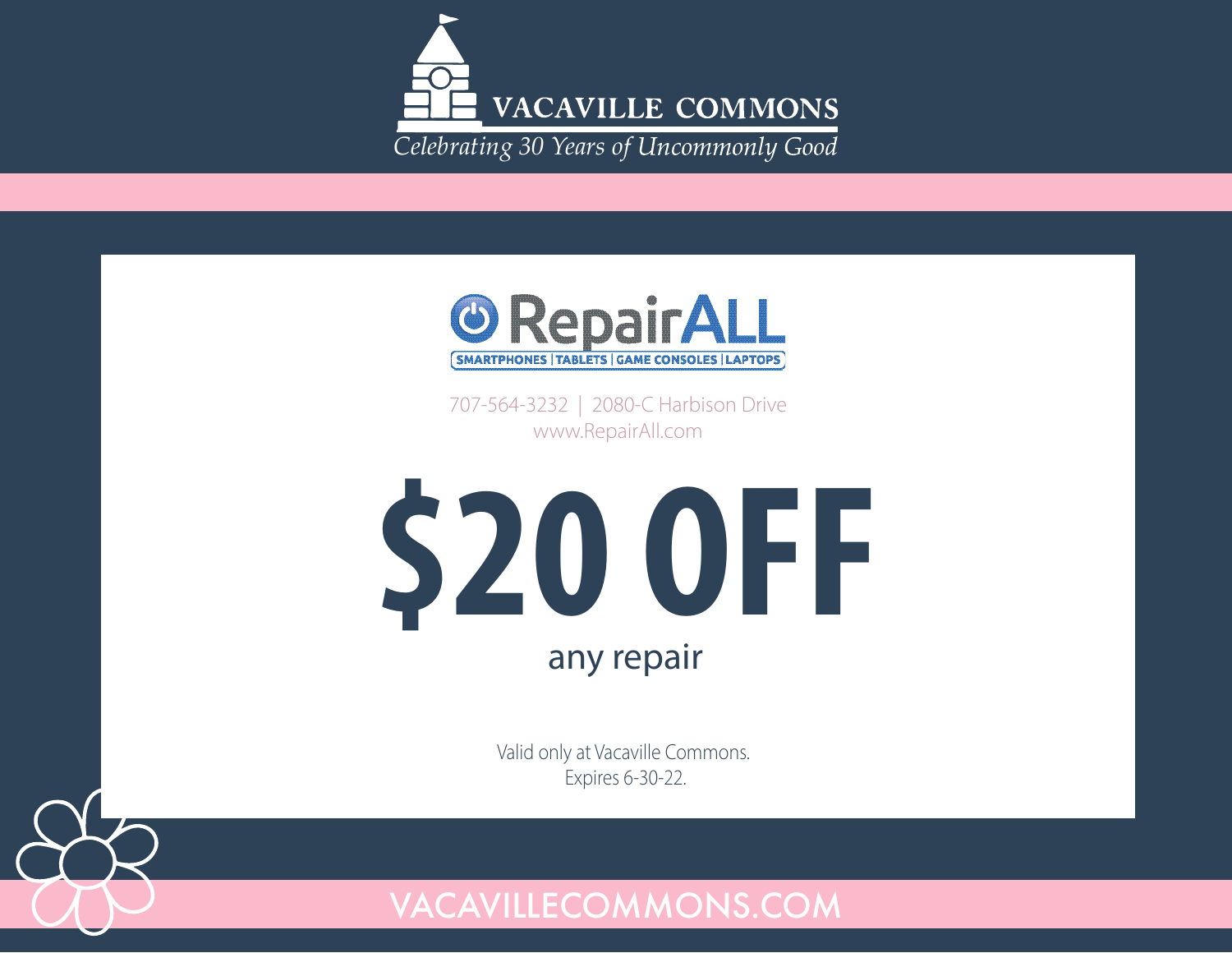# VACAVILLE COMMONS

*Celebrating 30 Years of Uncommonly Good*

## RepairALL

SMARTPHONES | TABLETS | GAME CONSOLES | LAPTOPS

707-564-3232 | 2080-C Harbison Drive
www.RepairAll.com

# $20 OFF

any repair

Valid only at Vacaville Commons.
Expires 6-30-22.

VACAVILLECOMMONS.COM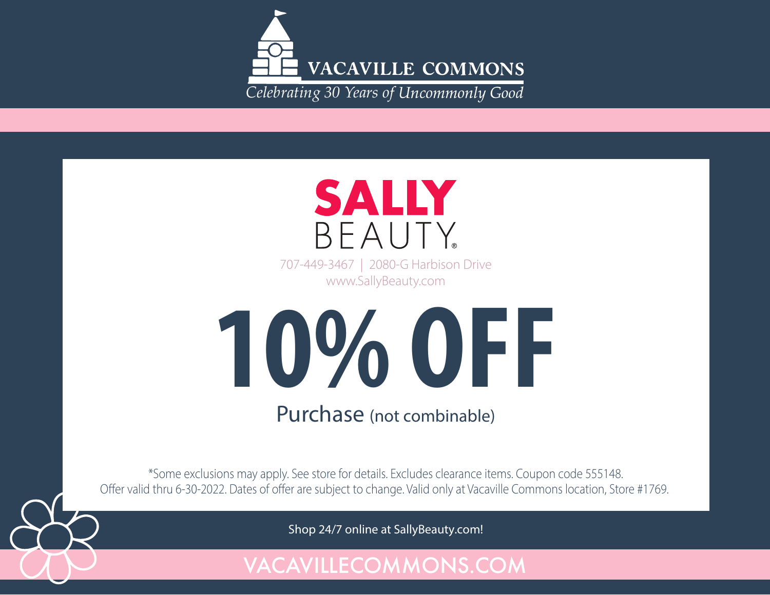# VACAVILLE COMMONS

*Celebrating 30 Years of Uncommonly Good*

## SALLY BEAUTY

707-449-3467 | 2080-G Harbison Drive
www.SallyBeauty.com

# 10% OFF

Purchase (not combinable)

*Some exclusions may apply. See store for details. Excludes clearance items. Coupon code 555148.
Offer valid thru 6-30-2022. Dates of offer are subject to change. Valid only at Vacaville Commons location, Store #1769.

Shop 24/7 online at SallyBeauty.com!

VACAVILLECOMMONS.COM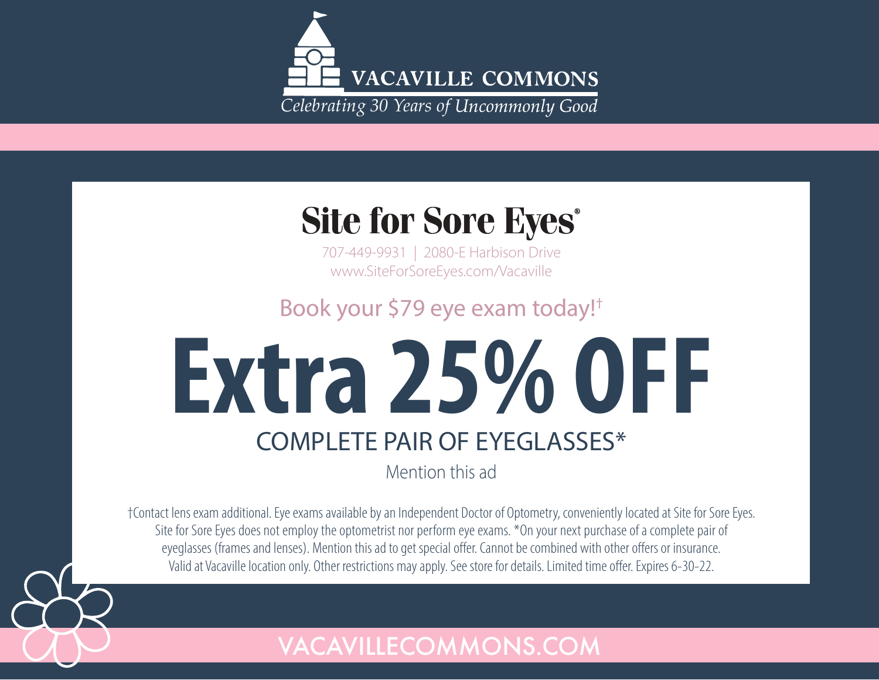VACAVILLE COMMONS

*Celebrating 30 Years of Uncommonly Good*

# Site for Sore Eyes®

707-449-9931 | 2080-E Harbison Drive
www.SiteForSoreEyes.com/Vacaville

Book your $79 eye exam today!†

# Extra 25% OFF

## COMPLETE PAIR OF EYEGLASSES*

Mention this ad

†Contact lens exam additional. Eye exams available by an Independent Doctor of Optometry, conveniently located at Site for Sore Eyes. Site for Sore Eyes does not employ the optometrist nor perform eye exams. *On your next purchase of a complete pair of eyeglasses (frames and lenses). Mention this ad to get special offer. Cannot be combined with other offers or insurance. Valid at Vacaville location only. Other restrictions may apply. See store for details. Limited time offer. Expires 6-30-22.

VACAVILLECOMMONS.COM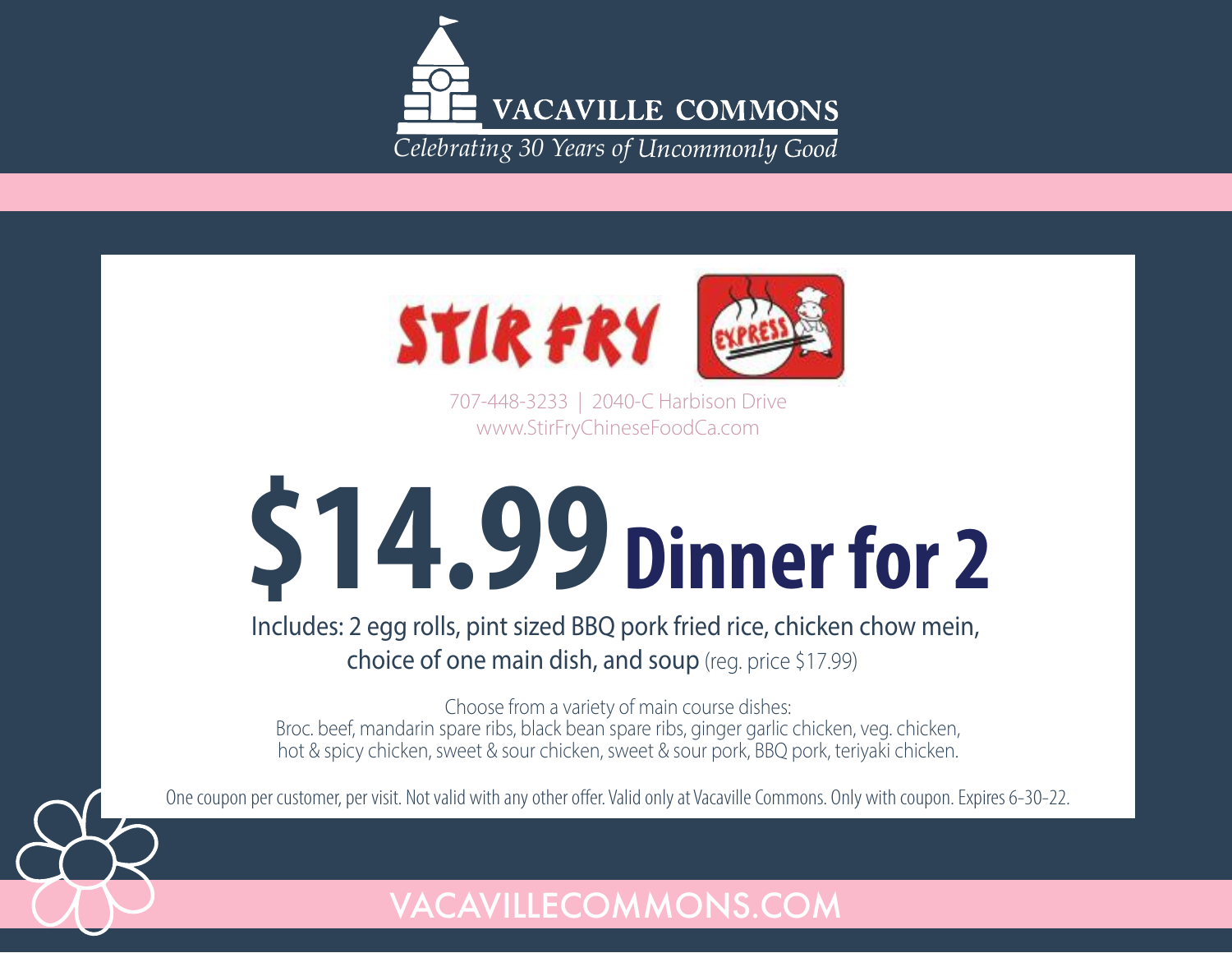# VACAVILLE COMMONS

*Celebrating 30 Years of Uncommonly Good*

## STIR FRY EXPRESS

707-448-3233 | 2040-C Harbison Drive
www.StirFryChineseFoodCa.com

# $14.99 Dinner for 2

Includes: 2 egg rolls, pint sized BBQ pork fried rice, chicken chow mein, choice of one main dish, and soup (reg. price $17.99)

Choose from a variety of main course dishes:
Broc. beef, mandarin spare ribs, black bean spare ribs, ginger garlic chicken, veg. chicken, hot & spicy chicken, sweet & sour chicken, sweet & sour pork, BBQ pork, teriyaki chicken.

One coupon per customer, per visit. Not valid with any other offer. Valid only at Vacaville Commons. Only with coupon. Expires 6-30-22.

VACAVILLECOMMONS.COM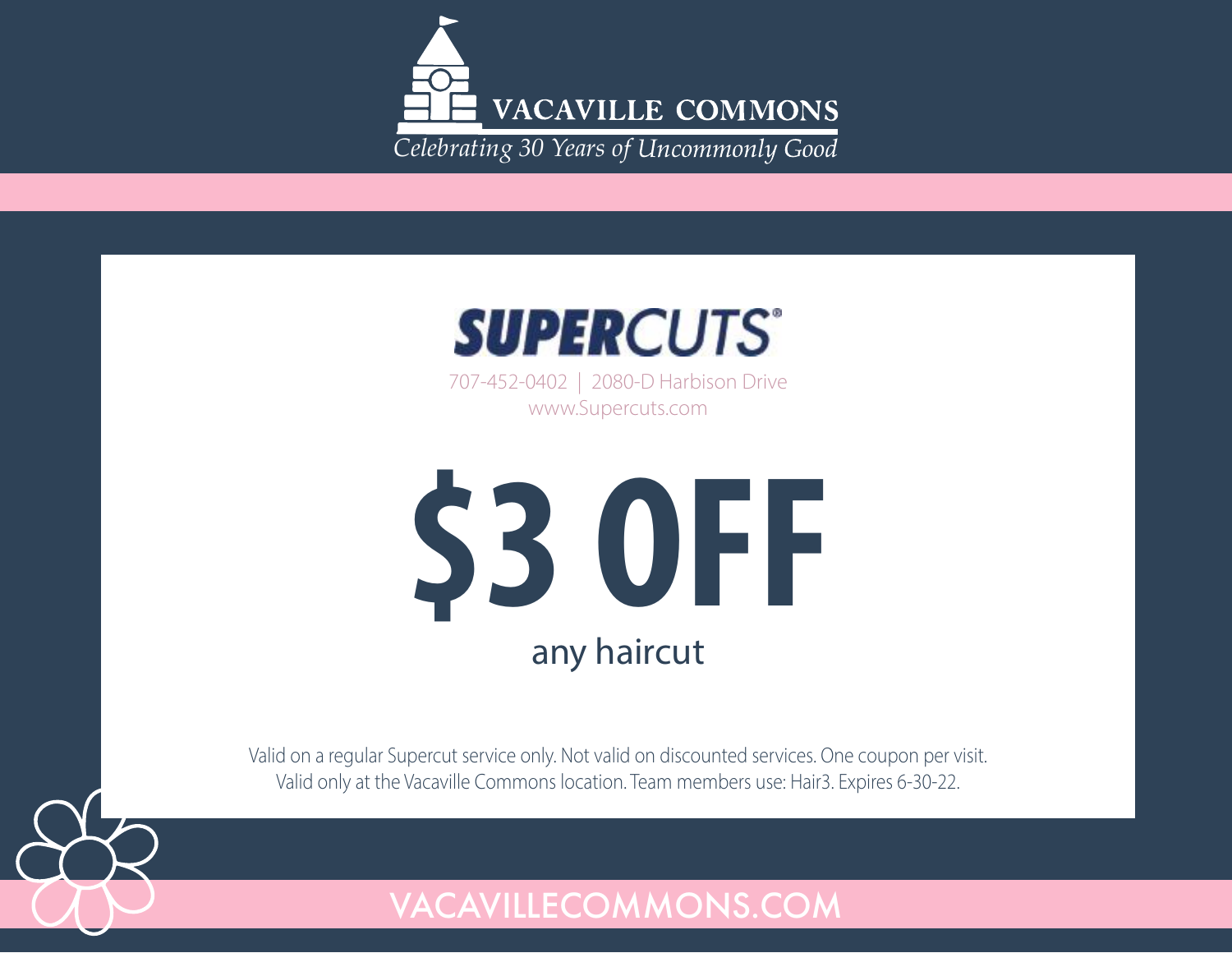VACAVILLE COMMONS

*Celebrating 30 Years of Uncommonly Good*

# SUPERCUTS

707-452-0402 | 2080-D Harbison Drive

www.Supercuts.com

# $3 OFF

any haircut

Valid on a regular Supercut service only. Not valid on discounted services. One coupon per visit. Valid only at the Vacaville Commons location. Team members use: Hair3. Expires 6-30-22.

VACAVILLECOMMONS.COM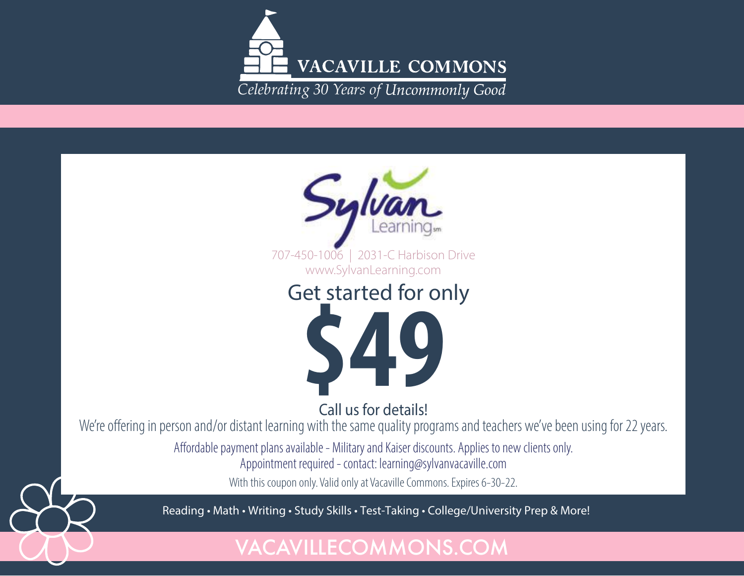# VACAVILLE COMMONS

*Celebrating 30 Years of Uncommonly Good*

## Sylvan Learning

707-450-1006 | 2031-C Harbison Drive
www.SylvanLearning.com

Get started for only

# $49

Call us for details!

We're offering in person and/or distant learning with the same quality programs and teachers we've been using for 22 years.

Affordable payment plans available - Military and Kaiser discounts. Applies to new clients only.
Appointment required - contact: learning@sylvanvacaville.com

With this coupon only. Valid only at Vacaville Commons. Expires 6-30-22.

Reading • Math • Writing • Study Skills • Test-Taking • College/University Prep & More!

VACAVILLECOMMONS.COM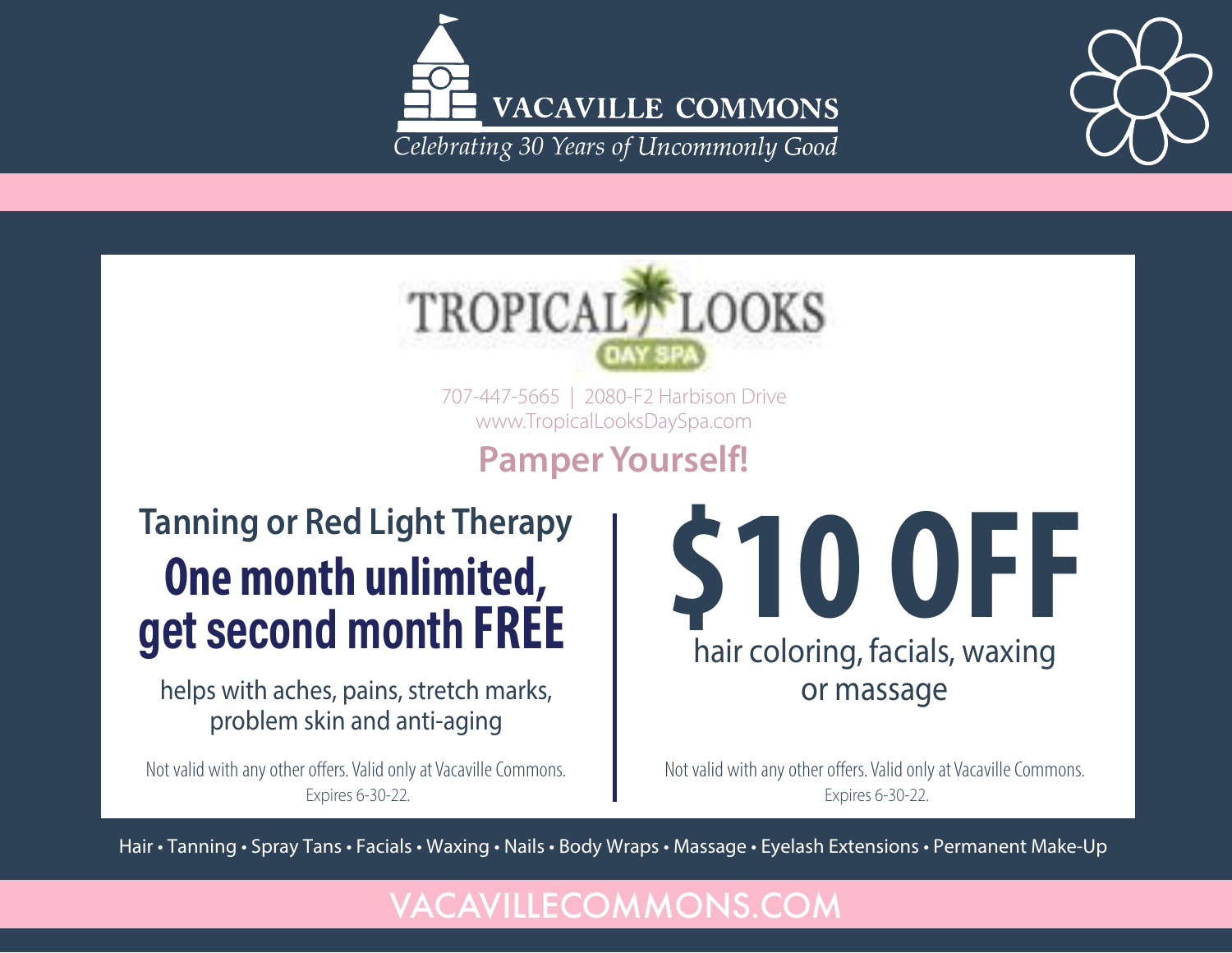# VACAVILLE COMMONS

*Celebrating 30 Years of Uncommonly Good*

## TROPICAL LOOKS DAY SPA

707-447-5665 | 2080-F2 Harbison Drive
www.TropicalLooksDaySpa.com

### Pamper Yourself!

**Tanning or Red Light Therapy**

**One month unlimited, get second month FREE**

helps with aches, pains, stretch marks, problem skin and anti-aging

Not valid with any other offers. Valid only at Vacaville Commons.
Expires 6-30-22.

**$10 OFF**

hair coloring, facials, waxing or massage

Not valid with any other offers. Valid only at Vacaville Commons.
Expires 6-30-22.

Hair • Tanning • Spray Tans • Facials • Waxing • Nails • Body Wraps • Massage • Eyelash Extensions • Permanent Make-Up

VACAVILLECOMMONS.COM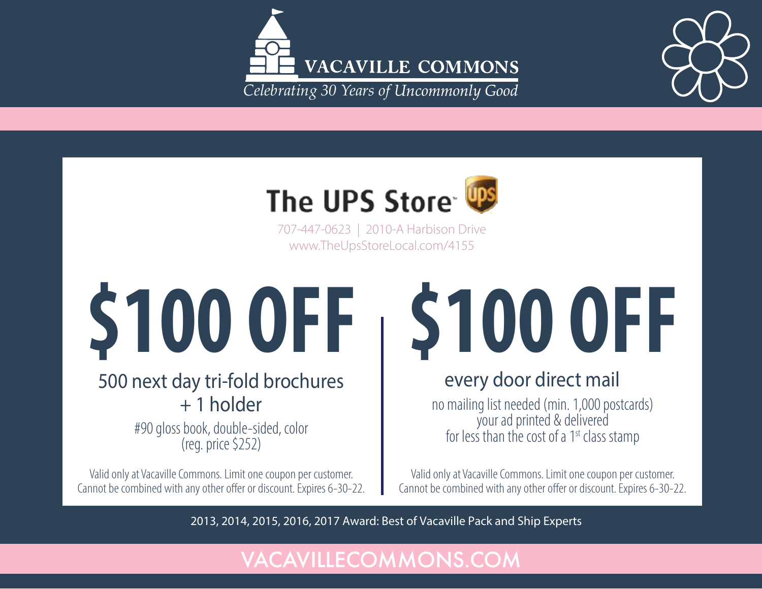# VACAVILLE COMMONS

*Celebrating 30 Years of Uncommonly Good*

## The UPS Store

707-447-0623 | 2010-A Harbison Drive
www.TheUpsStoreLocal.com/4155

## $100 OFF

### 500 next day tri-fold brochures + 1 holder

#90 gloss book, double-sided, color
(reg. price $252)

Valid only at Vacaville Commons. Limit one coupon per customer. Cannot be combined with any other offer or discount. Expires 6-30-22.

## $100 OFF

### every door direct mail

no mailing list needed (min. 1,000 postcards)
your ad printed & delivered
for less than the cost of a 1st class stamp

Valid only at Vacaville Commons. Limit one coupon per customer. Cannot be combined with any other offer or discount. Expires 6-30-22.

2013, 2014, 2015, 2016, 2017 Award: Best of Vacaville Pack and Ship Experts

VACAVILLECOMMONS.COM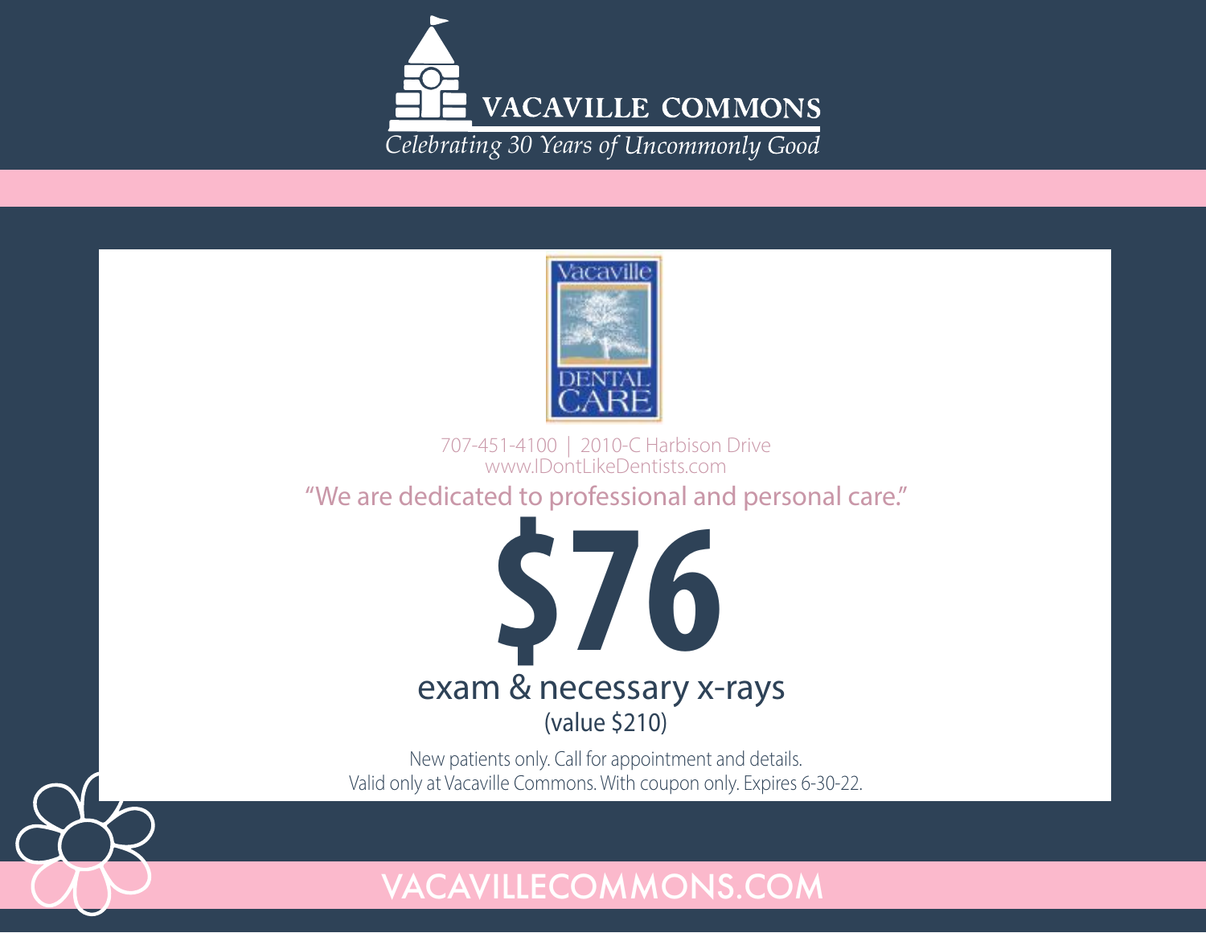# VACAVILLE COMMONS

*Celebrating 30 Years of Uncommonly Good*

Vacaville DENTAL CARE

707-451-4100 | 2010-C Harbison Drive
www.IDontLikeDentists.com

"We are dedicated to professional and personal care."

# $76

## exam & necessary x-rays

(value $210)

New patients only. Call for appointment and details.
Valid only at Vacaville Commons. With coupon only. Expires 6-30-22.

VACAVILLECOMMONS.COM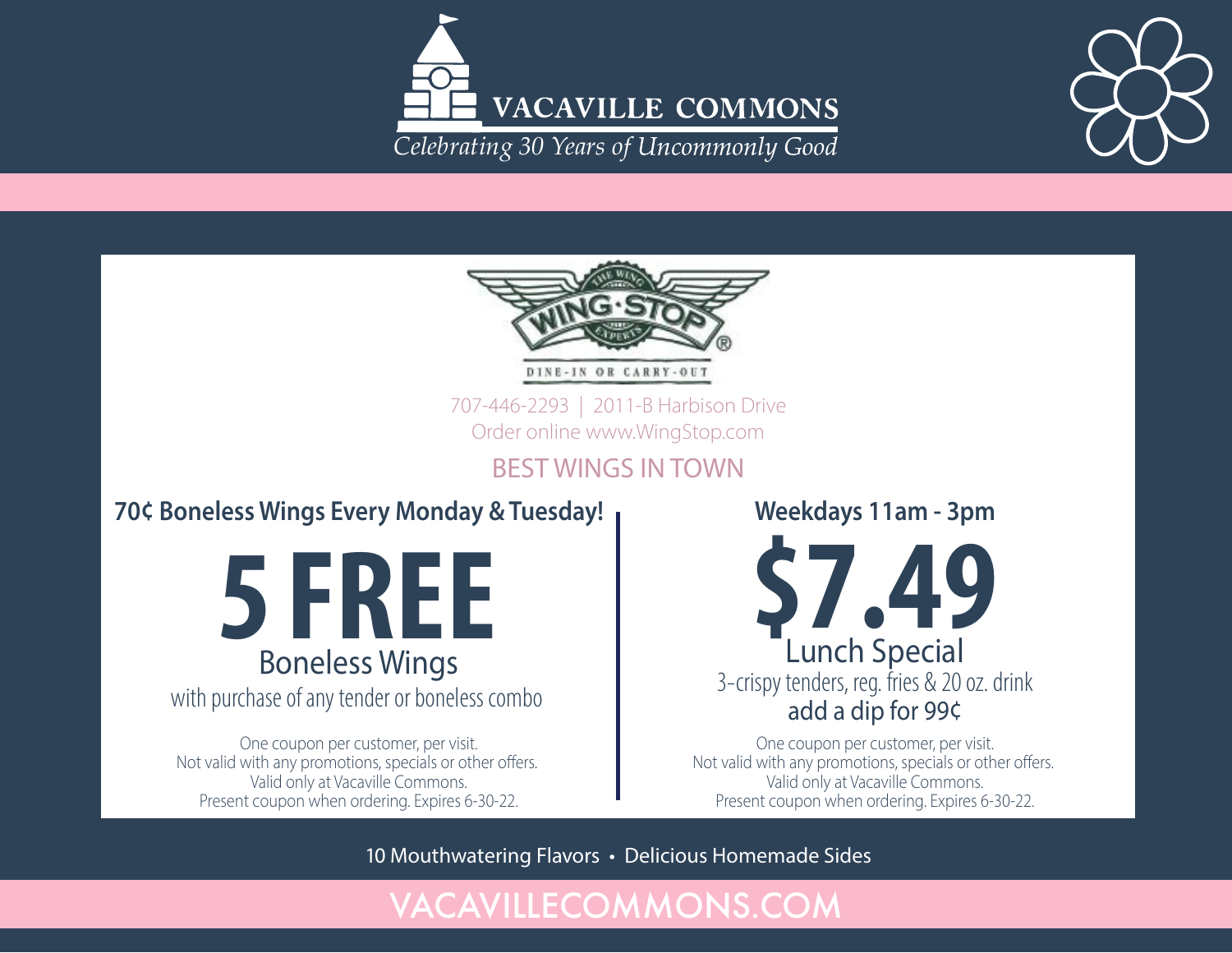# VACAVILLE COMMONS

*Celebrating 30 Years of Uncommonly Good*

WING STOP — THE WING EXPERTS®

DINE-IN OR CARRY-OUT

707-446-2293 | 2011-B Harbison Drive
Order online www.WingStop.com

BEST WINGS IN TOWN

**70¢ Boneless Wings Every Monday & Tuesday!**

# 5 FREE

Boneless Wings

with purchase of any tender or boneless combo

One coupon per customer, per visit.
Not valid with any promotions, specials or other offers.
Valid only at Vacaville Commons.
Present coupon when ordering. Expires 6-30-22.

**Weekdays 11am - 3pm**

# $7.49

Lunch Special

3-crispy tenders, reg. fries & 20 oz. drink

add a dip for 99¢

One coupon per customer, per visit.
Not valid with any promotions, specials or other offers.
Valid only at Vacaville Commons.
Present coupon when ordering. Expires 6-30-22.

10 Mouthwatering Flavors • Delicious Homemade Sides

VACAVILLECOMMONS.COM